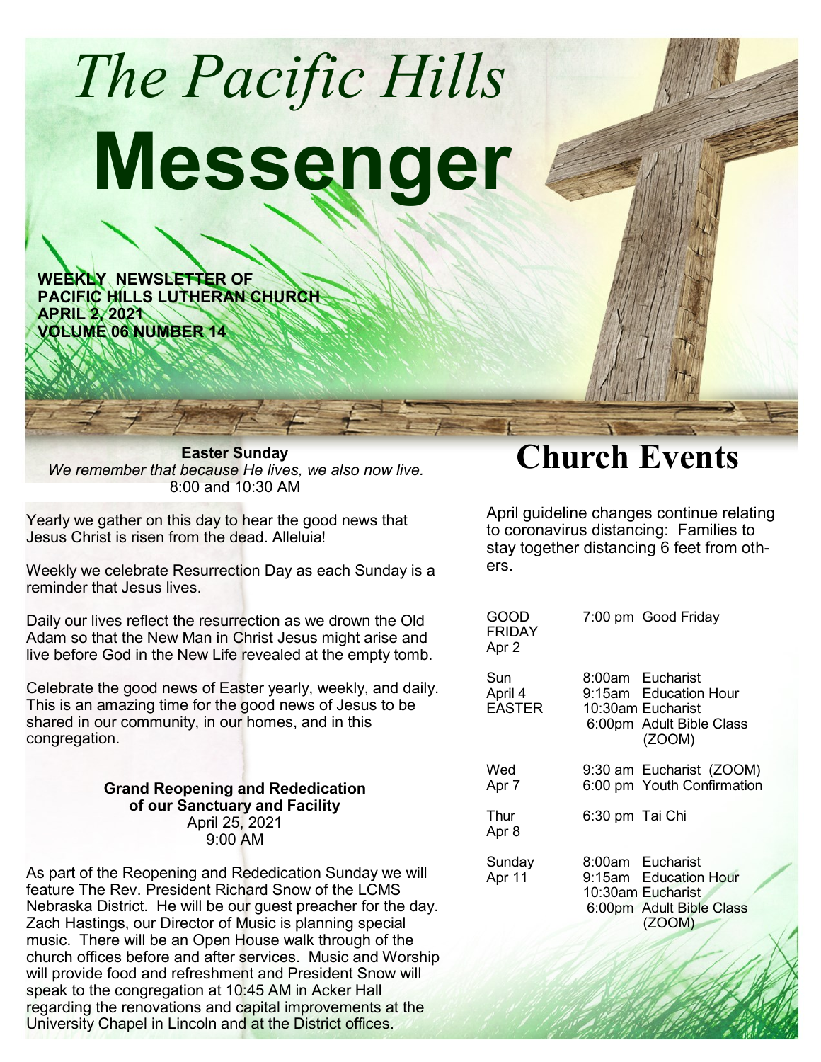# *The Pacific Hills* Messenger

**WEEKLY NEWSLETTER OF**
**PACIFIC HILLS LUTHERAN CHURCH**
**APRIL 2, 2021**
**VOLUME 06 NUMBER 14**

**Easter Sunday**
*We remember that because He lives, we also now live.*
8:00 and 10:30 AM

Yearly we gather on this day to hear the good news that Jesus Christ is risen from the dead. Alleluia!

Weekly we celebrate Resurrection Day as each Sunday is a reminder that Jesus lives.

Daily our lives reflect the resurrection as we drown the Old Adam so that the New Man in Christ Jesus might arise and live before God in the New Life revealed at the empty tomb.

Celebrate the good news of Easter yearly, weekly, and daily. This is an amazing time for the good news of Jesus to be shared in our community, in our homes, and in this congregation.

**Grand Reopening and Rededication of our Sanctuary and Facility**
April 25, 2021
9:00 AM

As part of the Reopening and Rededication Sunday we will feature The Rev. President Richard Snow of the LCMS Nebraska District. He will be our guest preacher for the day. Zach Hastings, our Director of Music is planning special music. There will be an Open House walk through of the church offices before and after services. Music and Worship will provide food and refreshment and President Snow will speak to the congregation at 10:45 AM in Acker Hall regarding the renovations and capital improvements at the University Chapel in Lincoln and at the District offices.

# Church Events

April guideline changes continue relating to coronavirus distancing: Families to stay together distancing 6 feet from others.

| | | |
|---|---|---|
| GOOD FRIDAY Apr 2 | 7:00 pm | Good Friday |
| Sun April 4 EASTER | 8:00am | Eucharist |
| | 9:15am | Education Hour |
| | 10:30am | Eucharist |
| | 6:00pm | Adult Bible Class (ZOOM) |
| Wed Apr 7 | 9:30 am | Eucharist (ZOOM) |
| | 6:00 pm | Youth Confirmation |
| Thur Apr 8 | 6:30 pm | Tai Chi |
| Sunday Apr 11 | 8:00am | Eucharist |
| | 9:15am | Education Hour |
| | 10:30am | Eucharist |
| | 6:00pm | Adult Bible Class (ZOOM) |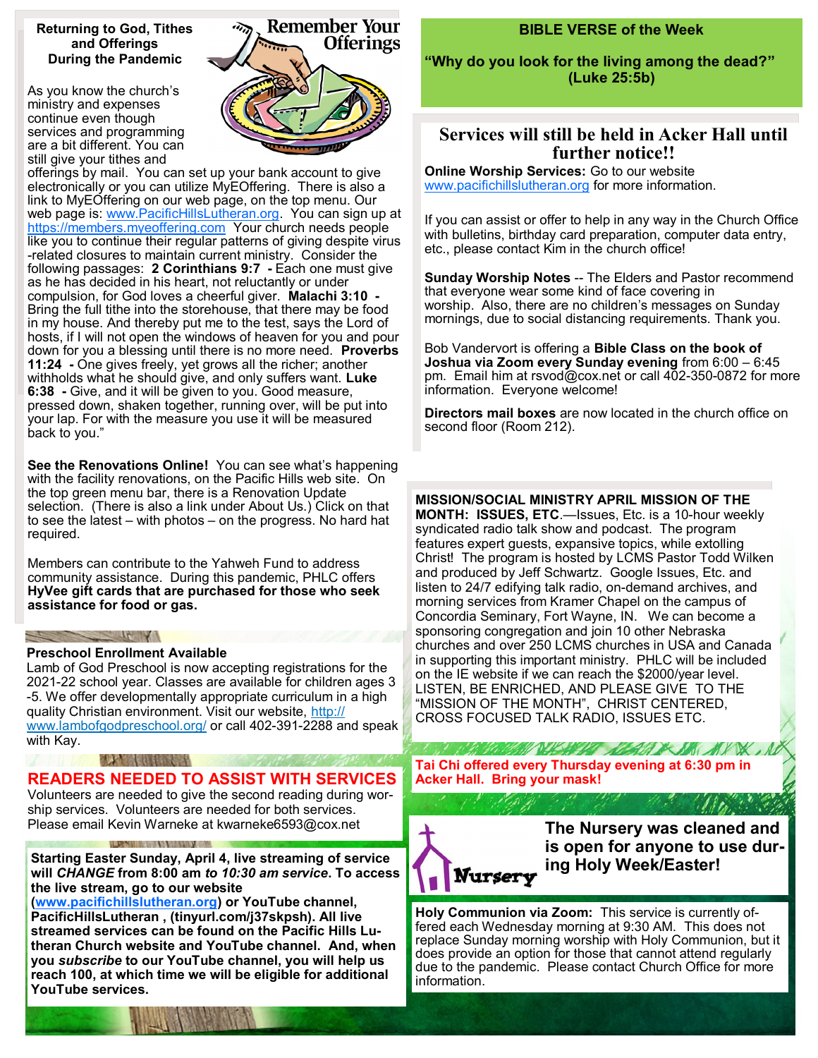**Returning to God, Tithes and Offerings During the Pandemic**

Remember Your Offerings

As you know the church's ministry and expenses continue even though services and programming are a bit different. You can still give your tithes and offerings by mail. You can set up your bank account to give electronically or you can utilize MyEOffering. There is also a link to MyEOffering on our web page, on the top menu. Our web page is: www.PacificHillsLutheran.org. You can sign up at https://members.myeoffering.com Your church needs people like you to continue their regular patterns of giving despite virus -related closures to maintain current ministry. Consider the following passages: **2 Corinthians 9:7** - Each one must give as he has decided in his heart, not reluctantly or under compulsion, for God loves a cheerful giver. **Malachi 3:10** - Bring the full tithe into the storehouse, that there may be food in my house. And thereby put me to the test, says the Lord of hosts, if I will not open the windows of heaven for you and pour down for you a blessing until there is no more need. **Proverbs 11:24** - One gives freely, yet grows all the richer; another withholds what he should give, and only suffers want. **Luke 6:38** - Give, and it will be given to you. Good measure, pressed down, shaken together, running over, will be put into your lap. For with the measure you use it will be measured back to you."

**See the Renovations Online!** You can see what's happening with the facility renovations, on the Pacific Hills web site. On the top green menu bar, there is a Renovation Update selection. (There is also a link under About Us.) Click on that to see the latest – with photos – on the progress. No hard hat required.

Members can contribute to the Yahweh Fund to address community assistance. During this pandemic, PHLC offers **HyVee gift cards that are purchased for those who seek assistance for food or gas.**

**Preschool Enrollment Available**

Lamb of God Preschool is now accepting registrations for the 2021-22 school year. Classes are available for children ages 3 -5. We offer developmentally appropriate curriculum in a high quality Christian environment. Visit our website, http://www.lambofgodpreschool.org/ or call 402-391-2288 and speak with Kay.

## READERS NEEDED TO ASSIST WITH SERVICES

Volunteers are needed to give the second reading during worship services. Volunteers are needed for both services. Please email Kevin Warneke at kwarneke6593@cox.net

**Starting Easter Sunday, April 4, live streaming of service will *CHANGE* from 8:00 am *to 10:30 am service*. To access the live stream, go to our website (www.pacifichillslutheran.org) or YouTube channel, PacificHillsLutheran , (tinyurl.com/j37skpsh). All live streamed services can be found on the Pacific Hills Lutheran Church website and YouTube channel. And, when you *subscribe* to our YouTube channel, you will help us reach 100, at which time we will be eligible for additional YouTube services.**

**BIBLE VERSE of the Week**

**"Why do you look for the living among the dead?" (Luke 25:5b)**

## Services will still be held in Acker Hall until further notice!!

**Online Worship Services:** Go to our website www.pacifichillslutheran.org for more information.

If you can assist or offer to help in any way in the Church Office with bulletins, birthday card preparation, computer data entry, etc., please contact Kim in the church office!

**Sunday Worship Notes** -- The Elders and Pastor recommend that everyone wear some kind of face covering in worship. Also, there are no children's messages on Sunday mornings, due to social distancing requirements. Thank you.

Bob Vandervort is offering a **Bible Class on the book of Joshua via Zoom every Sunday evening** from 6:00 – 6:45 pm. Email him at rsvod@cox.net or call 402-350-0872 for more information. Everyone welcome!

**Directors mail boxes** are now located in the church office on second floor (Room 212).

**MISSION/SOCIAL MINISTRY APRIL MISSION OF THE MONTH: ISSUES, ETC**.—Issues, Etc. is a 10-hour weekly syndicated radio talk show and podcast. The program features expert guests, expansive topics, while extolling Christ! The program is hosted by LCMS Pastor Todd Wilken and produced by Jeff Schwartz. Google Issues, Etc. and listen to 24/7 edifying talk radio, on-demand archives, and morning services from Kramer Chapel on the campus of Concordia Seminary, Fort Wayne, IN. We can become a sponsoring congregation and join 10 other Nebraska churches and over 250 LCMS churches in USA and Canada in supporting this important ministry. PHLC will be included on the IE website if we can reach the $2000/year level. LISTEN, BE ENRICHED, AND PLEASE GIVE TO THE "MISSION OF THE MONTH", CHRIST CENTERED, CROSS FOCUSED TALK RADIO, ISSUES ETC.

**Tai Chi offered every Thursday evening at 6:30 pm in Acker Hall. Bring your mask!**

Nursery

**The Nursery was cleaned and is open for anyone to use during Holy Week/Easter!**

**Holy Communion via Zoom:** This service is currently offered each Wednesday morning at 9:30 AM. This does not replace Sunday morning worship with Holy Communion, but it does provide an option for those that cannot attend regularly due to the pandemic. Please contact Church Office for more information.